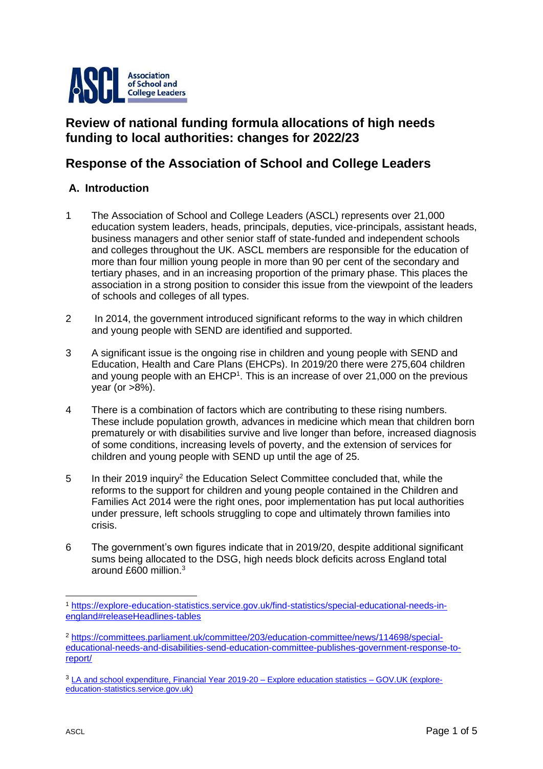# Review of national funding formula allocations of high needs funding to local authorities: changes for 2022/23

## Response of the Association of School and College Leaders

### A. Introduction

1 The Association of School and College Leaders (ASCL) represents over 21,000 education system leaders, heads, principals, deputies, vice-principals, assistant heads, business managers and other senior staff of state-funded and independent schools and colleges throughout the UK. ASCL members are responsible for the education of more than four million young people in more than 90 per cent of the secondary and tertiary phases, and in an increasing proportion of the primary phase. This places the association in a strong position to consider this issue from the viewpoint of the leaders of schools and colleges of all types.

2 In 2014, the government introduced significant reforms to the way in which children and young people with SEND are identified and supported.

3 A significant issue is the ongoing rise in children and young people with SEND and Education, Health and Care Plans (EHCPs). In 2019/20 there were 275,604 children and young people with an EHCP[1]. This is an increase of over 21,000 on the previous year (or >8%).

4 There is a combination of factors which are contributing to these rising numbers. These include population growth, advances in medicine which mean that children born prematurely or with disabilities survive and live longer than before, increased diagnosis of some conditions, increasing levels of poverty, and the extension of services for children and young people with SEND up until the age of 25.

5 In their 2019 inquiry[2] the Education Select Committee concluded that, while the reforms to the support for children and young people contained in the Children and Families Act 2014 were the right ones, poor implementation has put local authorities under pressure, left schools struggling to cope and ultimately thrown families into crisis.

6 The government's own figures indicate that in 2019/20, despite additional significant sums being allocated to the DSG, high needs block deficits across England total around £600 million.[3]

---

[1] https://explore-education-statistics.service.gov.uk/find-statistics/special-educational-needs-in-england#releaseHeadlines-tables

[2] https://committees.parliament.uk/committee/203/education-committee/news/114698/special-educational-needs-and-disabilities-send-education-committee-publishes-government-response-to-report/

[3] LA and school expenditure, Financial Year 2019-20 – Explore education statistics – GOV.UK (explore-education-statistics.service.gov.uk)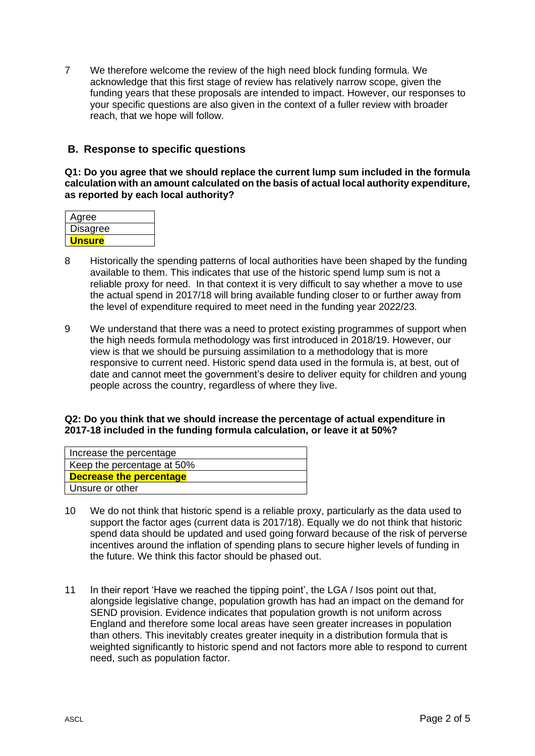7 We therefore welcome the review of the high need block funding formula. We acknowledge that this first stage of review has relatively narrow scope, given the funding years that these proposals are intended to impact. However, our responses to your specific questions are also given in the context of a fuller review with broader reach, that we hope will follow.

## B. Response to specific questions

**Q1: Do you agree that we should replace the current lump sum included in the formula calculation with an amount calculated on the basis of actual local authority expenditure, as reported by each local authority?**

| Agree |
|---|
| Disagree |
| **Unsure** |

8 Historically the spending patterns of local authorities have been shaped by the funding available to them. This indicates that use of the historic spend lump sum is not a reliable proxy for need. In that context it is very difficult to say whether a move to use the actual spend in 2017/18 will bring available funding closer to or further away from the level of expenditure required to meet need in the funding year 2022/23.

9 We understand that there was a need to protect existing programmes of support when the high needs formula methodology was first introduced in 2018/19. However, our view is that we should be pursuing assimilation to a methodology that is more responsive to current need. Historic spend data used in the formula is, at best, out of date and cannot meet the government's desire to deliver equity for children and young people across the country, regardless of where they live.

**Q2: Do you think that we should increase the percentage of actual expenditure in 2017-18 included in the funding formula calculation, or leave it at 50%?**

| Increase the percentage |
|---|
| Keep the percentage at 50% |
| **Decrease the percentage** |
| Unsure or other |

10 We do not think that historic spend is a reliable proxy, particularly as the data used to support the factor ages (current data is 2017/18). Equally we do not think that historic spend data should be updated and used going forward because of the risk of perverse incentives around the inflation of spending plans to secure higher levels of funding in the future. We think this factor should be phased out.

11 In their report 'Have we reached the tipping point', the LGA / Isos point out that, alongside legislative change, population growth has had an impact on the demand for SEND provision. Evidence indicates that population growth is not uniform across England and therefore some local areas have seen greater increases in population than others. This inevitably creates greater inequity in a distribution formula that is weighted significantly to historic spend and not factors more able to respond to current need, such as population factor.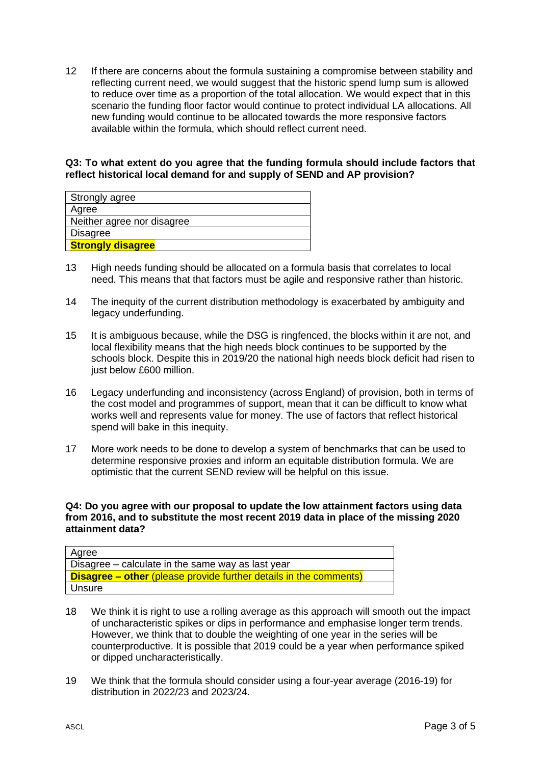12 If there are concerns about the formula sustaining a compromise between stability and reflecting current need, we would suggest that the historic spend lump sum is allowed to reduce over time as a proportion of the total allocation. We would expect that in this scenario the funding floor factor would continue to protect individual LA allocations. All new funding would continue to be allocated towards the more responsive factors available within the formula, which should reflect current need.

**Q3: To what extent do you agree that the funding formula should include factors that reflect historical local demand for and supply of SEND and AP provision?**

| Strongly agree |
|---|
| Agree |
| Neither agree nor disagree |
| Disagree |
| **Strongly disagree** |

13 High needs funding should be allocated on a formula basis that correlates to local need. This means that that factors must be agile and responsive rather than historic.

14 The inequity of the current distribution methodology is exacerbated by ambiguity and legacy underfunding.

15 It is ambiguous because, while the DSG is ringfenced, the blocks within it are not, and local flexibility means that the high needs block continues to be supported by the schools block. Despite this in 2019/20 the national high needs block deficit had risen to just below £600 million.

16 Legacy underfunding and inconsistency (across England) of provision, both in terms of the cost model and programmes of support, mean that it can be difficult to know what works well and represents value for money. The use of factors that reflect historical spend will bake in this inequity.

17 More work needs to be done to develop a system of benchmarks that can be used to determine responsive proxies and inform an equitable distribution formula. We are optimistic that the current SEND review will be helpful on this issue.

**Q4: Do you agree with our proposal to update the low attainment factors using data from 2016, and to substitute the most recent 2019 data in place of the missing 2020 attainment data?**

| Agree |
|---|
| Disagree – calculate in the same way as last year |
| **Disagree – other** (please provide further details in the comments) |
| Unsure |

18 We think it is right to use a rolling average as this approach will smooth out the impact of uncharacteristic spikes or dips in performance and emphasise longer term trends. However, we think that to double the weighting of one year in the series will be counterproductive. It is possible that 2019 could be a year when performance spiked or dipped uncharacteristically.

19 We think that the formula should consider using a four-year average (2016-19) for distribution in 2022/23 and 2023/24.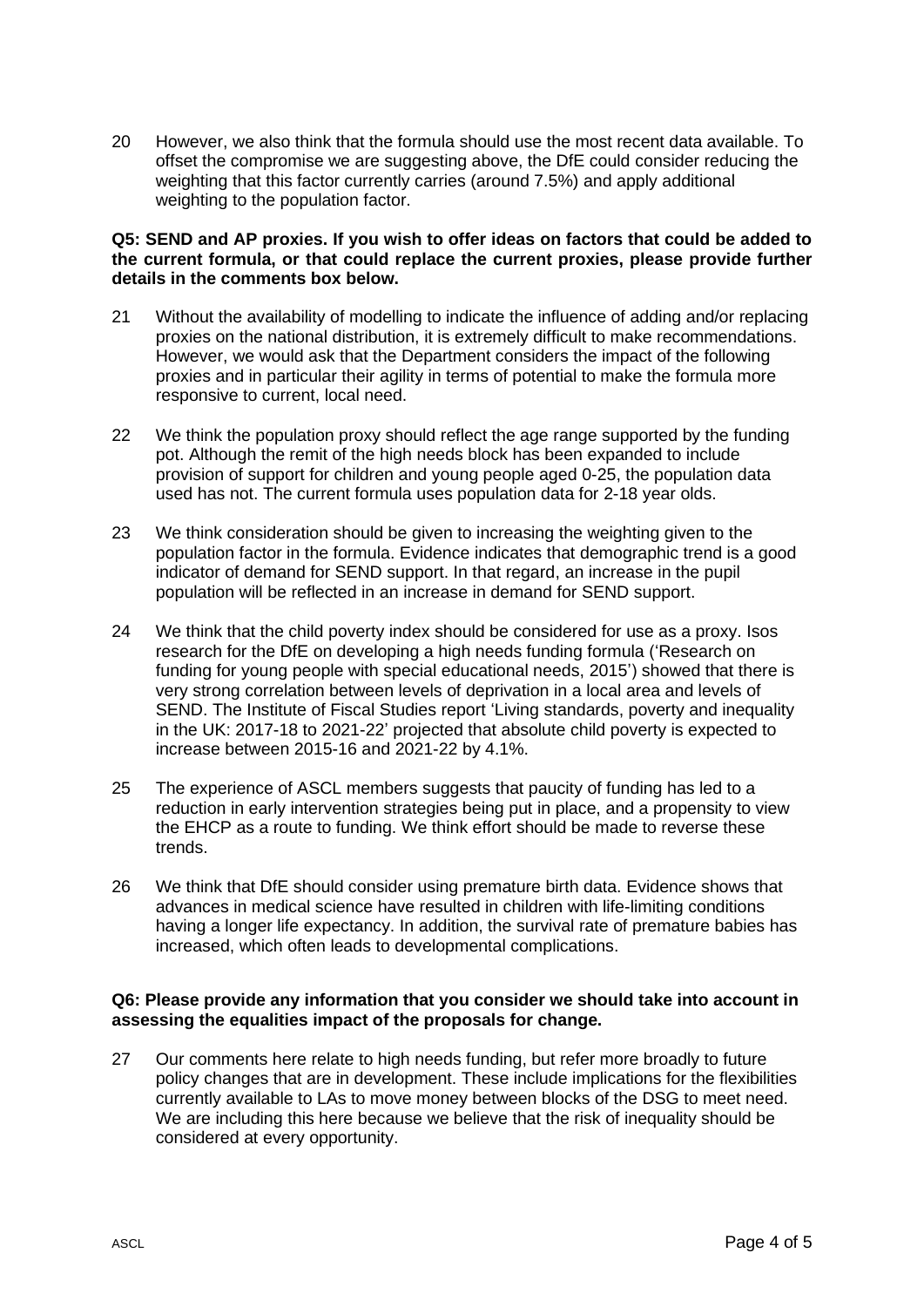20 However, we also think that the formula should use the most recent data available. To offset the compromise we are suggesting above, the DfE could consider reducing the weighting that this factor currently carries (around 7.5%) and apply additional weighting to the population factor.

**Q5: SEND and AP proxies. If you wish to offer ideas on factors that could be added to the current formula, or that could replace the current proxies, please provide further details in the comments box below.**

21 Without the availability of modelling to indicate the influence of adding and/or replacing proxies on the national distribution, it is extremely difficult to make recommendations. However, we would ask that the Department considers the impact of the following proxies and in particular their agility in terms of potential to make the formula more responsive to current, local need.

22 We think the population proxy should reflect the age range supported by the funding pot. Although the remit of the high needs block has been expanded to include provision of support for children and young people aged 0-25, the population data used has not. The current formula uses population data for 2-18 year olds.

23 We think consideration should be given to increasing the weighting given to the population factor in the formula. Evidence indicates that demographic trend is a good indicator of demand for SEND support. In that regard, an increase in the pupil population will be reflected in an increase in demand for SEND support.

24 We think that the child poverty index should be considered for use as a proxy. Isos research for the DfE on developing a high needs funding formula ('Research on funding for young people with special educational needs, 2015') showed that there is very strong correlation between levels of deprivation in a local area and levels of SEND. The Institute of Fiscal Studies report 'Living standards, poverty and inequality in the UK: 2017-18 to 2021-22' projected that absolute child poverty is expected to increase between 2015-16 and 2021-22 by 4.1%.

25 The experience of ASCL members suggests that paucity of funding has led to a reduction in early intervention strategies being put in place, and a propensity to view the EHCP as a route to funding. We think effort should be made to reverse these trends.

26 We think that DfE should consider using premature birth data. Evidence shows that advances in medical science have resulted in children with life-limiting conditions having a longer life expectancy. In addition, the survival rate of premature babies has increased, which often leads to developmental complications.

**Q6: Please provide any information that you consider we should take into account in assessing the equalities impact of the proposals for change.**

27 Our comments here relate to high needs funding, but refer more broadly to future policy changes that are in development. These include implications for the flexibilities currently available to LAs to move money between blocks of the DSG to meet need. We are including this here because we believe that the risk of inequality should be considered at every opportunity.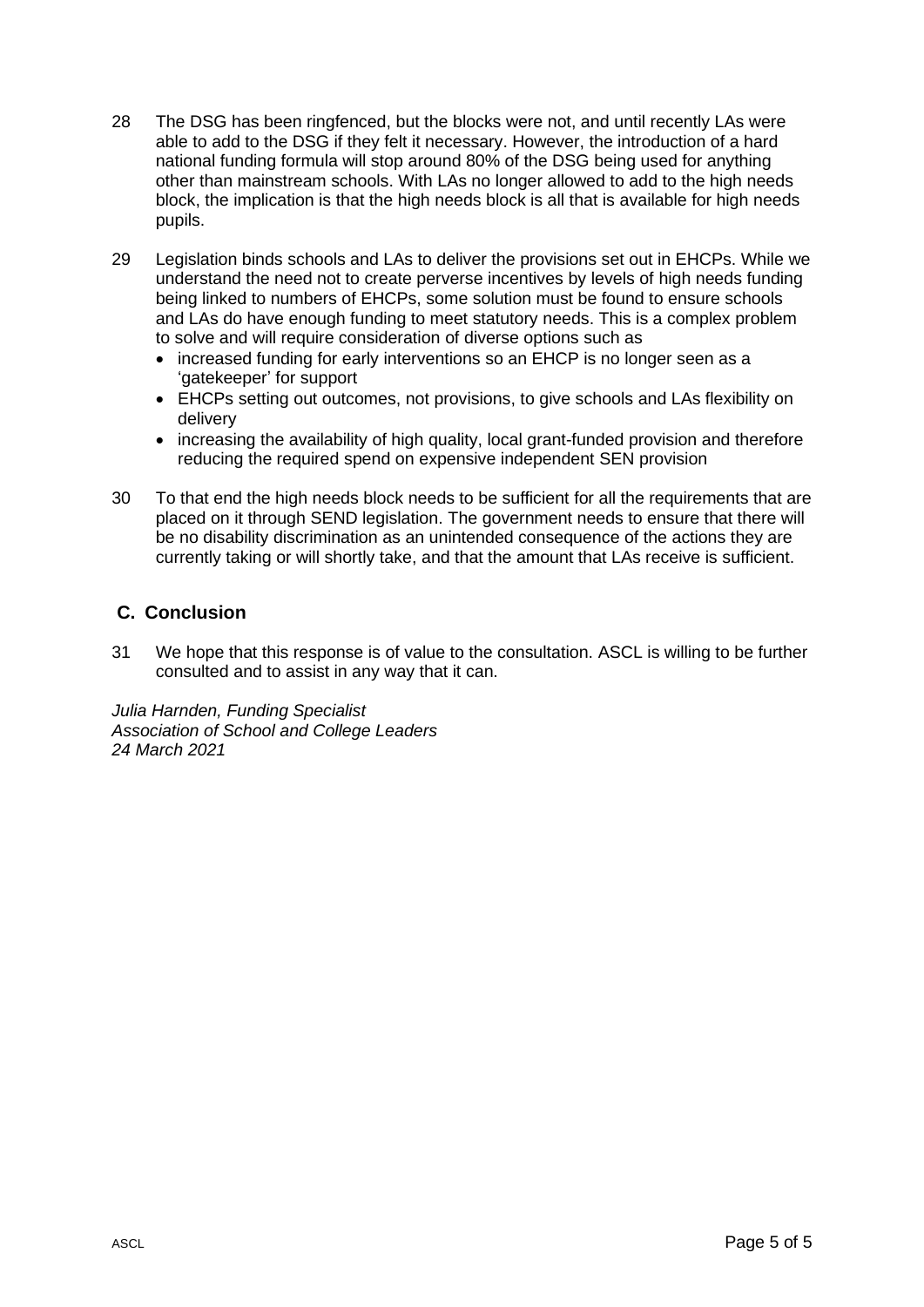28 The DSG has been ringfenced, but the blocks were not, and until recently LAs were able to add to the DSG if they felt it necessary. However, the introduction of a hard national funding formula will stop around 80% of the DSG being used for anything other than mainstream schools. With LAs no longer allowed to add to the high needs block, the implication is that the high needs block is all that is available for high needs pupils.

29 Legislation binds schools and LAs to deliver the provisions set out in EHCPs. While we understand the need not to create perverse incentives by levels of high needs funding being linked to numbers of EHCPs, some solution must be found to ensure schools and LAs do have enough funding to meet statutory needs. This is a complex problem to solve and will require consideration of diverse options such as

- increased funding for early interventions so an EHCP is no longer seen as a 'gatekeeper' for support
- EHCPs setting out outcomes, not provisions, to give schools and LAs flexibility on delivery
- increasing the availability of high quality, local grant-funded provision and therefore reducing the required spend on expensive independent SEN provision

30 To that end the high needs block needs to be sufficient for all the requirements that are placed on it through SEND legislation. The government needs to ensure that there will be no disability discrimination as an unintended consequence of the actions they are currently taking or will shortly take, and that the amount that LAs receive is sufficient.

## C. Conclusion

31 We hope that this response is of value to the consultation. ASCL is willing to be further consulted and to assist in any way that it can.

*Julia Harnden, Funding Specialist*
*Association of School and College Leaders*
*24 March 2021*